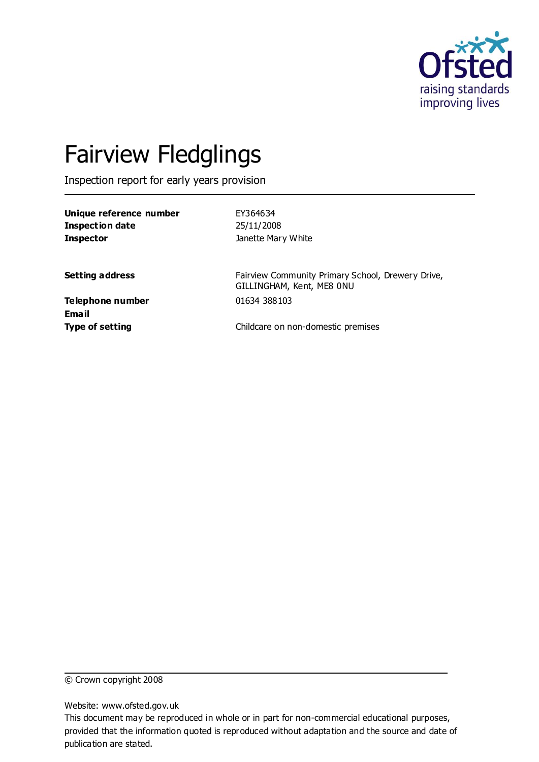# Fairview Fledglings

Inspection report for early years provision

| | |
|---|---|
| **Unique reference number** | EY364634 |
| **Inspection date** | 25/11/2008 |
| **Inspector** | Janette Mary White |
| | |
| **Setting address** | Fairview Community Primary School, Drewery Drive, GILLINGHAM, Kent, ME8 0NU |
| **Telephone number** | 01634 388103 |
| **Email** | |
| **Type of setting** | Childcare on non-domestic premises |

© Crown copyright 2008

Website: www.ofsted.gov.uk

This document may be reproduced in whole or in part for non-commercial educational purposes, provided that the information quoted is reproduced without adaptation and the source and date of publication are stated.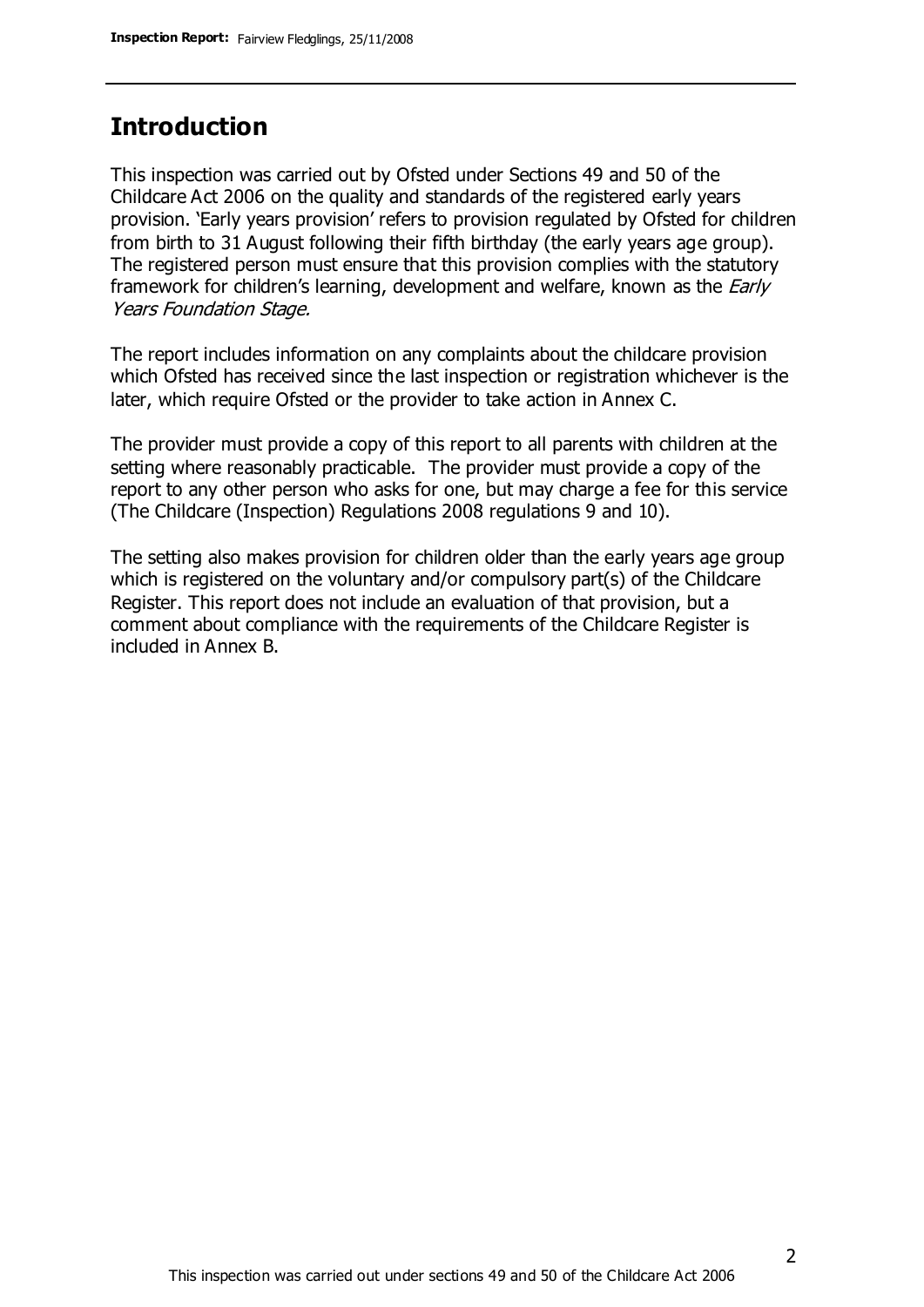## Introduction

This inspection was carried out by Ofsted under Sections 49 and 50 of the Childcare Act 2006 on the quality and standards of the registered early years provision. 'Early years provision' refers to provision regulated by Ofsted for children from birth to 31 August following their fifth birthday (the early years age group). The registered person must ensure that this provision complies with the statutory framework for children's learning, development and welfare, known as the *Early Years Foundation Stage.*

The report includes information on any complaints about the childcare provision which Ofsted has received since the last inspection or registration whichever is the later, which require Ofsted or the provider to take action in Annex C.

The provider must provide a copy of this report to all parents with children at the setting where reasonably practicable. The provider must provide a copy of the report to any other person who asks for one, but may charge a fee for this service (The Childcare (Inspection) Regulations 2008 regulations 9 and 10).

The setting also makes provision for children older than the early years age group which is registered on the voluntary and/or compulsory part(s) of the Childcare Register. This report does not include an evaluation of that provision, but a comment about compliance with the requirements of the Childcare Register is included in Annex B.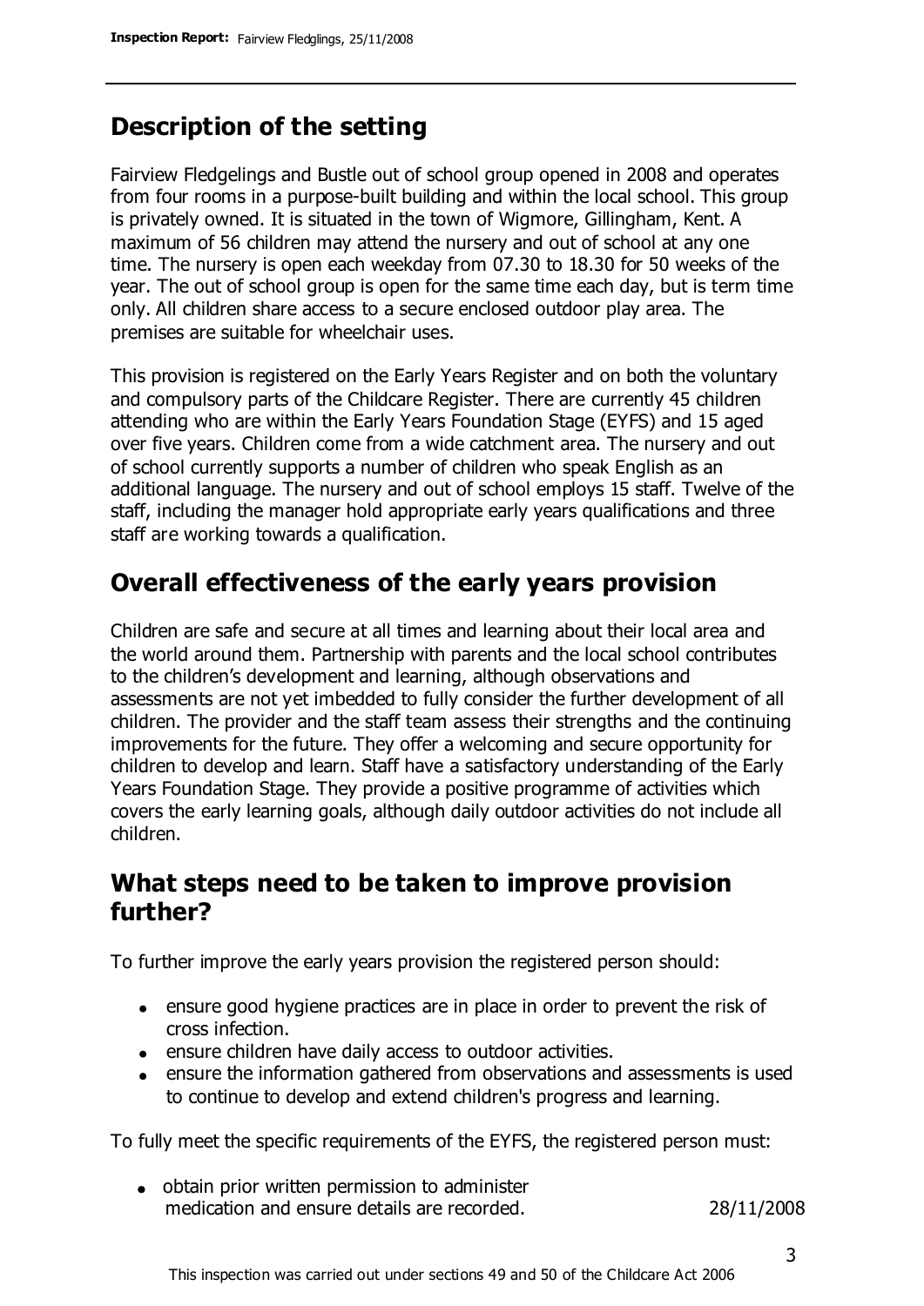## Description of the setting

Fairview Fledgelings and Bustle out of school group opened in 2008 and operates from four rooms in a purpose-built building and within the local school. This group is privately owned. It is situated in the town of Wigmore, Gillingham, Kent. A maximum of 56 children may attend the nursery and out of school at any one time. The nursery is open each weekday from 07.30 to 18.30 for 50 weeks of the year. The out of school group is open for the same time each day, but is term time only. All children share access to a secure enclosed outdoor play area. The premises are suitable for wheelchair uses.

This provision is registered on the Early Years Register and on both the voluntary and compulsory parts of the Childcare Register. There are currently 45 children attending who are within the Early Years Foundation Stage (EYFS) and 15 aged over five years. Children come from a wide catchment area. The nursery and out of school currently supports a number of children who speak English as an additional language. The nursery and out of school employs 15 staff. Twelve of the staff, including the manager hold appropriate early years qualifications and three staff are working towards a qualification.

## Overall effectiveness of the early years provision

Children are safe and secure at all times and learning about their local area and the world around them. Partnership with parents and the local school contributes to the children's development and learning, although observations and assessments are not yet imbedded to fully consider the further development of all children. The provider and the staff team assess their strengths and the continuing improvements for the future. They offer a welcoming and secure opportunity for children to develop and learn. Staff have a satisfactory understanding of the Early Years Foundation Stage. They provide a positive programme of activities which covers the early learning goals, although daily outdoor activities do not include all children.

## What steps need to be taken to improve provision further?

To further improve the early years provision the registered person should:

- ensure good hygiene practices are in place in order to prevent the risk of cross infection.
- ensure children have daily access to outdoor activities.
- ensure the information gathered from observations and assessments is used to continue to develop and extend children's progress and learning.

To fully meet the specific requirements of the EYFS, the registered person must:

| | |
|---|---|
| obtain prior written permission to administer medication and ensure details are recorded. | 28/11/2008 |

This inspection was carried out under sections 49 and 50 of the Childcare Act 2006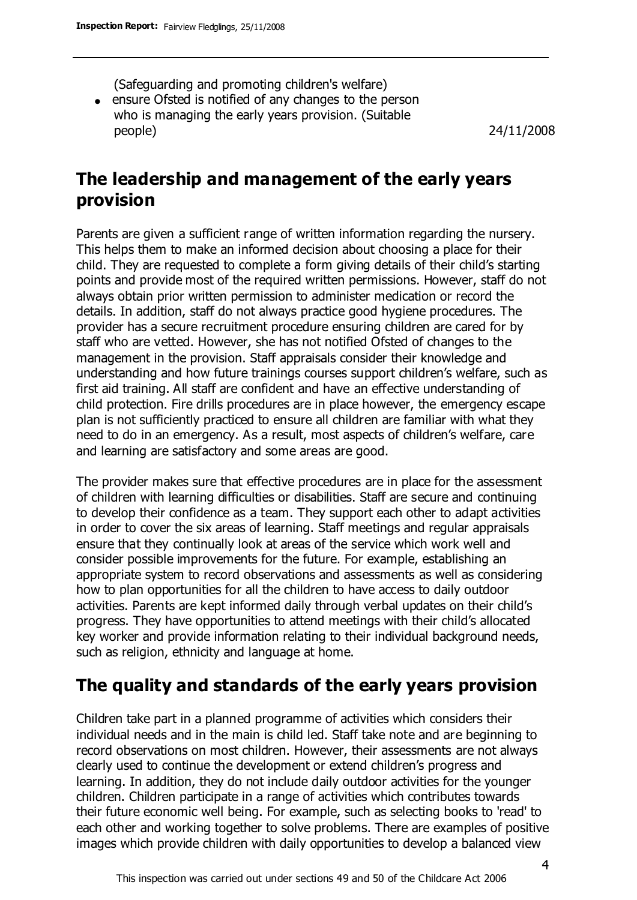(Safeguarding and promoting children's welfare)

- ensure Ofsted is notified of any changes to the person who is managing the early years provision. (Suitable people) 24/11/2008

## The leadership and management of the early years provision

Parents are given a sufficient range of written information regarding the nursery. This helps them to make an informed decision about choosing a place for their child. They are requested to complete a form giving details of their child's starting points and provide most of the required written permissions. However, staff do not always obtain prior written permission to administer medication or record the details. In addition, staff do not always practice good hygiene procedures. The provider has a secure recruitment procedure ensuring children are cared for by staff who are vetted. However, she has not notified Ofsted of changes to the management in the provision. Staff appraisals consider their knowledge and understanding and how future trainings courses support children's welfare, such as first aid training. All staff are confident and have an effective understanding of child protection. Fire drills procedures are in place however, the emergency escape plan is not sufficiently practiced to ensure all children are familiar with what they need to do in an emergency. As a result, most aspects of children's welfare, care and learning are satisfactory and some areas are good.

The provider makes sure that effective procedures are in place for the assessment of children with learning difficulties or disabilities. Staff are secure and continuing to develop their confidence as a team. They support each other to adapt activities in order to cover the six areas of learning. Staff meetings and regular appraisals ensure that they continually look at areas of the service which work well and consider possible improvements for the future. For example, establishing an appropriate system to record observations and assessments as well as considering how to plan opportunities for all the children to have access to daily outdoor activities. Parents are kept informed daily through verbal updates on their child's progress. They have opportunities to attend meetings with their child's allocated key worker and provide information relating to their individual background needs, such as religion, ethnicity and language at home.

## The quality and standards of the early years provision

Children take part in a planned programme of activities which considers their individual needs and in the main is child led. Staff take note and are beginning to record observations on most children. However, their assessments are not always clearly used to continue the development or extend children's progress and learning. In addition, they do not include daily outdoor activities for the younger children. Children participate in a range of activities which contributes towards their future economic well being. For example, such as selecting books to 'read' to each other and working together to solve problems. There are examples of positive images which provide children with daily opportunities to develop a balanced view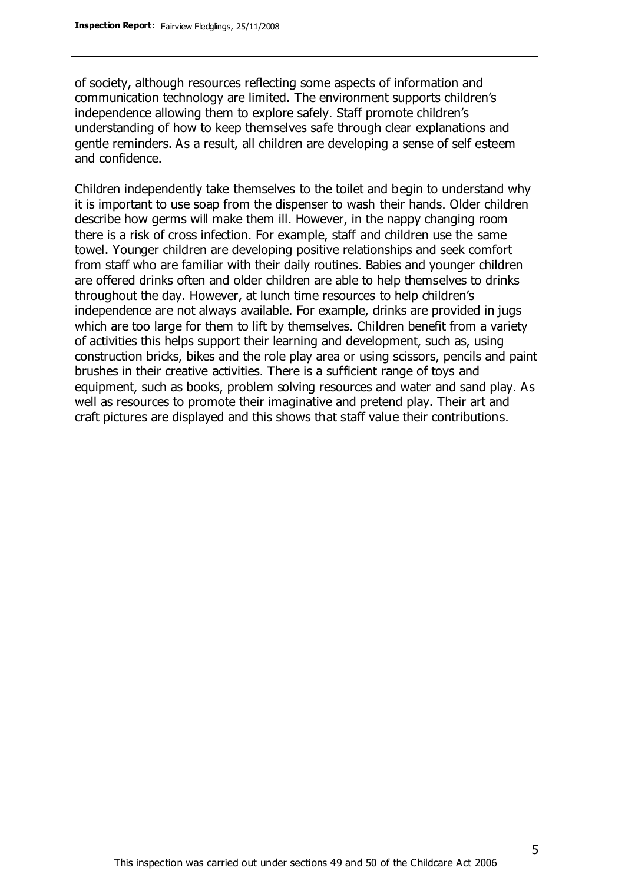of society, although resources reflecting some aspects of information and communication technology are limited. The environment supports children's independence allowing them to explore safely. Staff promote children's understanding of how to keep themselves safe through clear explanations and gentle reminders. As a result, all children are developing a sense of self esteem and confidence.

Children independently take themselves to the toilet and begin to understand why it is important to use soap from the dispenser to wash their hands. Older children describe how germs will make them ill. However, in the nappy changing room there is a risk of cross infection. For example, staff and children use the same towel. Younger children are developing positive relationships and seek comfort from staff who are familiar with their daily routines. Babies and younger children are offered drinks often and older children are able to help themselves to drinks throughout the day. However, at lunch time resources to help children's independence are not always available. For example, drinks are provided in jugs which are too large for them to lift by themselves. Children benefit from a variety of activities this helps support their learning and development, such as, using construction bricks, bikes and the role play area or using scissors, pencils and paint brushes in their creative activities. There is a sufficient range of toys and equipment, such as books, problem solving resources and water and sand play. As well as resources to promote their imaginative and pretend play. Their art and craft pictures are displayed and this shows that staff value their contributions.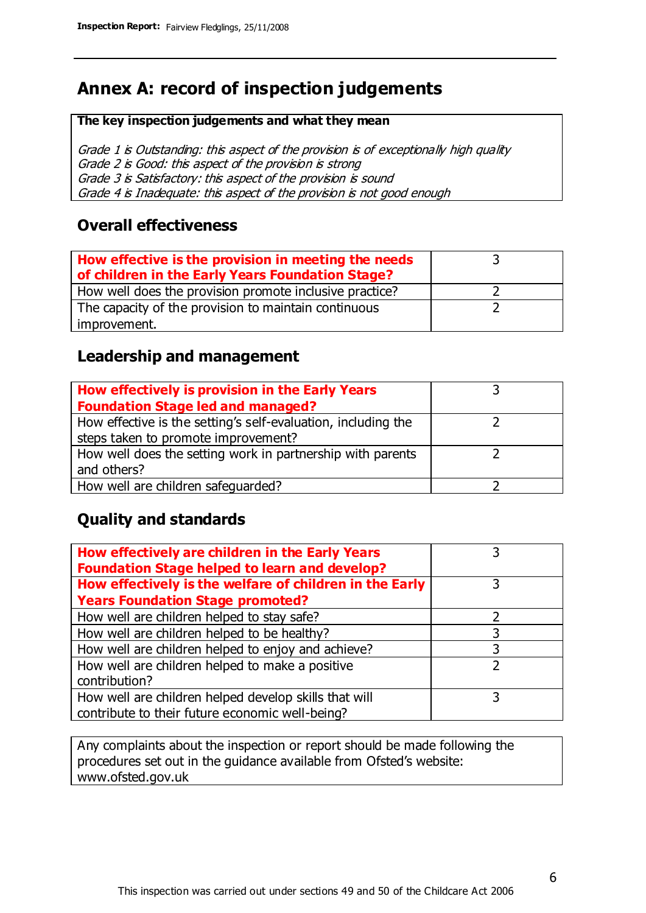# Annex A: record of inspection judgements

**The key inspection judgements and what they mean**

*Grade 1 is Outstanding: this aspect of the provision is of exceptionally high quality*
*Grade 2 is Good: this aspect of the provision is strong*
*Grade 3 is Satisfactory: this aspect of the provision is sound*
*Grade 4 is Inadequate: this aspect of the provision is not good enough*

## Overall effectiveness

| | |
|---|---|
| **How effective is the provision in meeting the needs of children in the Early Years Foundation Stage?** | 3 |
| How well does the provision promote inclusive practice? | 2 |
| The capacity of the provision to maintain continuous improvement. | 2 |

## Leadership and management

| | |
|---|---|
| **How effectively is provision in the Early Years Foundation Stage led and managed?** | 3 |
| How effective is the setting's self-evaluation, including the steps taken to promote improvement? | 2 |
| How well does the setting work in partnership with parents and others? | 2 |
| How well are children safeguarded? | 2 |

## Quality and standards

| | |
|---|---|
| **How effectively are children in the Early Years Foundation Stage helped to learn and develop?** | 3 |
| **How effectively is the welfare of children in the Early Years Foundation Stage promoted?** | 3 |
| How well are children helped to stay safe? | 2 |
| How well are children helped to be healthy? | 3 |
| How well are children helped to enjoy and achieve? | 3 |
| How well are children helped to make a positive contribution? | 2 |
| How well are children helped develop skills that will contribute to their future economic well-being? | 3 |

Any complaints about the inspection or report should be made following the procedures set out in the guidance available from Ofsted's website: www.ofsted.gov.uk

This inspection was carried out under sections 49 and 50 of the Childcare Act 2006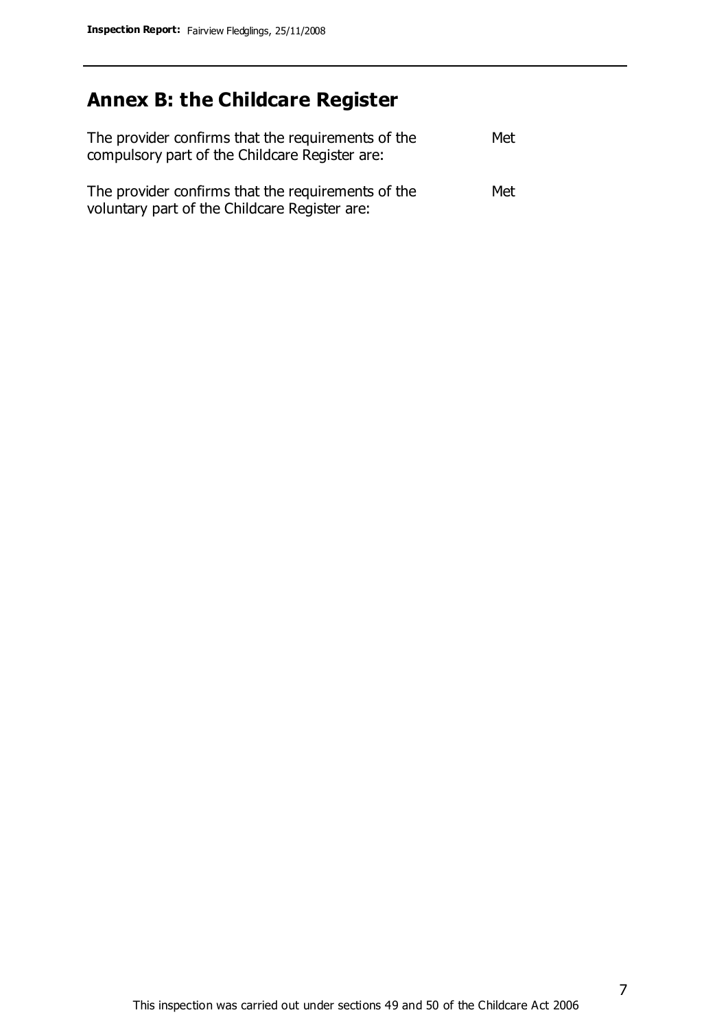## Annex B: the Childcare Register

| | |
|---|---|
| The provider confirms that the requirements of the compulsory part of the Childcare Register are: | Met |
| The provider confirms that the requirements of the voluntary part of the Childcare Register are: | Met |

This inspection was carried out under sections 49 and 50 of the Childcare Act 2006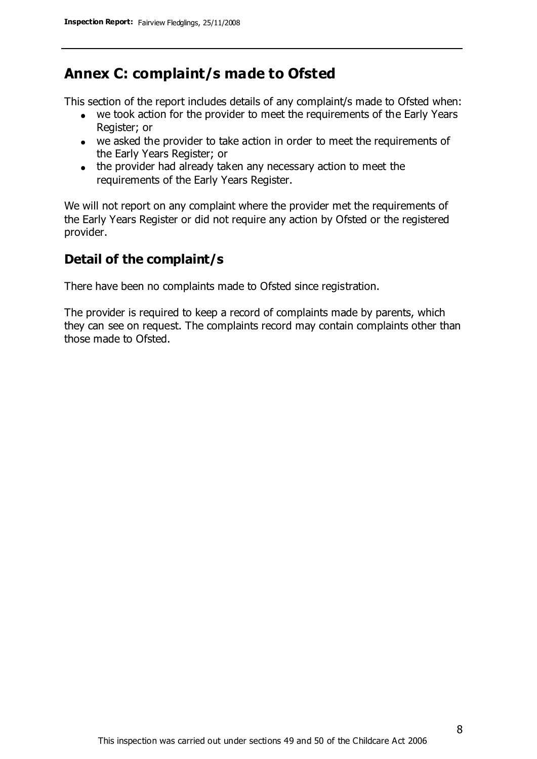## Annex C: complaint/s made to Ofsted

This section of the report includes details of any complaint/s made to Ofsted when:

- we took action for the provider to meet the requirements of the Early Years Register; or
- we asked the provider to take action in order to meet the requirements of the Early Years Register; or
- the provider had already taken any necessary action to meet the requirements of the Early Years Register.

We will not report on any complaint where the provider met the requirements of the Early Years Register or did not require any action by Ofsted or the registered provider.

### Detail of the complaint/s

There have been no complaints made to Ofsted since registration.

The provider is required to keep a record of complaints made by parents, which they can see on request. The complaints record may contain complaints other than those made to Ofsted.